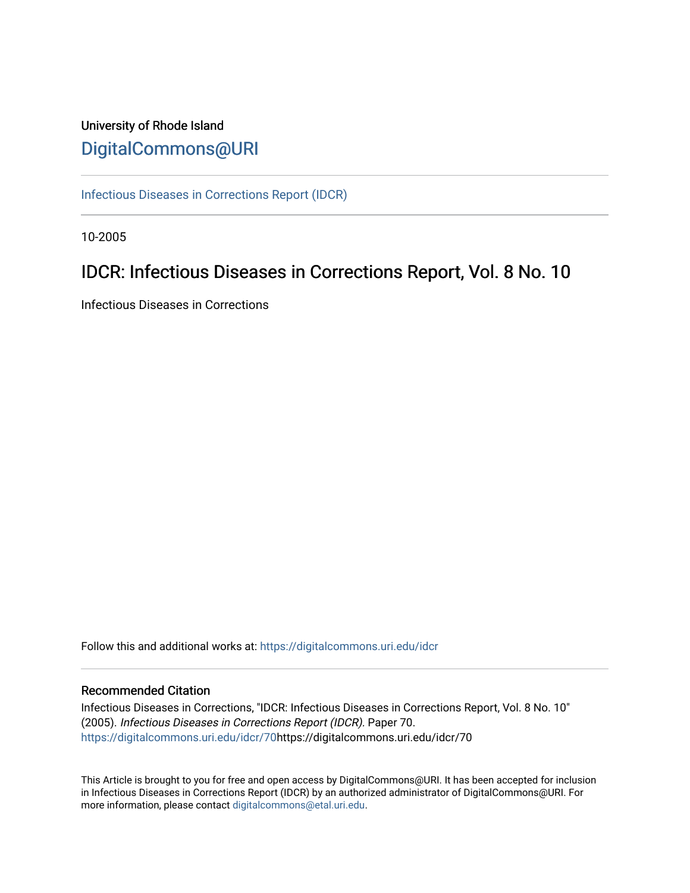University of Rhode Island

# DigitalCommons@URI

Infectious Diseases in Corrections Report (IDCR)

10-2005

## IDCR: Infectious Diseases in Corrections Report, Vol. 8 No. 10

Infectious Diseases in Corrections

Follow this and additional works at: https://digitalcommons.uri.edu/idcr

### Recommended Citation

Infectious Diseases in Corrections, "IDCR: Infectious Diseases in Corrections Report, Vol. 8 No. 10" (2005). *Infectious Diseases in Corrections Report (IDCR).* Paper 70. https://digitalcommons.uri.edu/idcr/70https://digitalcommons.uri.edu/idcr/70

This Article is brought to you for free and open access by DigitalCommons@URI. It has been accepted for inclusion in Infectious Diseases in Corrections Report (IDCR) by an authorized administrator of DigitalCommons@URI. For more information, please contact digitalcommons@etal.uri.edu.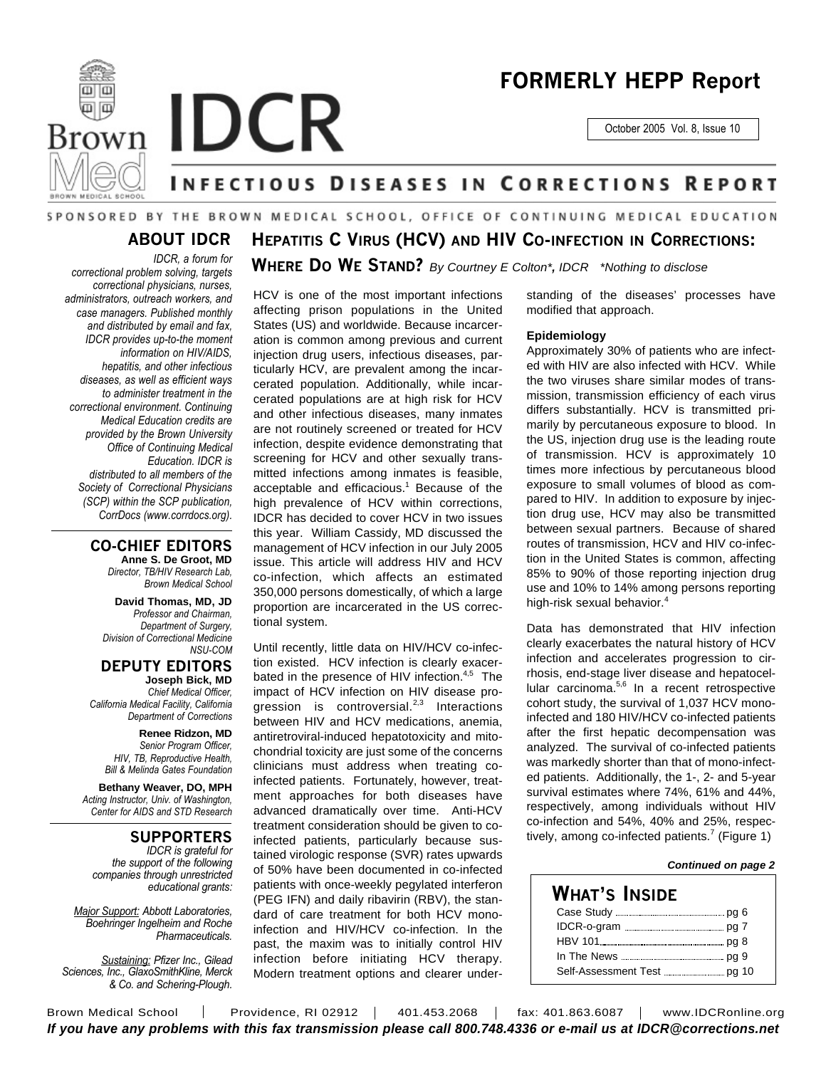# FORMERLY HEPP Report

October 2005 Vol. 8, Issue 10

# IDCR

## INFECTIOUS DISEASES IN CORRECTIONS REPORT

SPONSORED BY THE BROWN MEDICAL SCHOOL, OFFICE OF CONTINUING MEDICAL EDUCATION

### ABOUT IDCR

*IDCR, a forum for correctional problem solving, targets correctional physicians, nurses, administrators, outreach workers, and case managers. Published monthly and distributed by email and fax, IDCR provides up-to-the moment information on HIV/AIDS, hepatitis, and other infectious diseases, as well as efficient ways to administer treatment in the correctional environment. Continuing Medical Education credits are provided by the Brown University Office of Continuing Medical Education. IDCR is distributed to all members of the Society of Correctional Physicians (SCP) within the SCP publication, CorrDocs (www.corrdocs.org).*

### CO-CHIEF EDITORS

**Anne S. De Groot, MD**
*Director, TB/HIV Research Lab, Brown Medical School*

**David Thomas, MD, JD**
*Professor and Chairman, Department of Surgery, Division of Correctional Medicine NSU-COM*

### DEPUTY EDITORS

**Joseph Bick, MD**
*Chief Medical Officer, California Medical Facility, California Department of Corrections*

**Renee Ridzon, MD**
*Senior Program Officer, HIV, TB, Reproductive Health, Bill & Melinda Gates Foundation*

**Bethany Weaver, DO, MPH**
*Acting Instructor, Univ. of Washington, Center for AIDS and STD Research*

### SUPPORTERS

*IDCR is grateful for the support of the following companies through unrestricted educational grants:*

*Major Support: Abbott Laboratories, Boehringer Ingelheim and Roche Pharmaceuticals.*

*Sustaining: Pfizer Inc., Gilead Sciences, Inc., GlaxoSmithKline, Merck & Co. and Schering-Plough.*

## HEPATITIS C VIRUS (HCV) AND HIV CO-INFECTION IN CORRECTIONS: WHERE DO WE STAND?

*By Courtney E Colton\*, IDCR \*Nothing to disclose*

HCV is one of the most important infections affecting prison populations in the United States (US) and worldwide. Because incarceration is common among previous and current injection drug users, infectious diseases, particularly HCV, are prevalent among the incarcerated population. Additionally, while incarcerated populations are at high risk for HCV and other infectious diseases, many inmates are not routinely screened or treated for HCV infection, despite evidence demonstrating that screening for HCV and other sexually transmitted infections among inmates is feasible, acceptable and efficacious.[1] Because of the high prevalence of HCV within corrections, IDCR has decided to cover HCV in two issues this year. William Cassidy, MD discussed the management of HCV infection in our July 2005 issue. This article will address HIV and HCV co-infection, which affects an estimated 350,000 persons domestically, of which a large proportion are incarcerated in the US correctional system.

Until recently, little data on HIV/HCV co-infection existed. HCV infection is clearly exacerbated in the presence of HIV infection.[4,5] The impact of HCV infection on HIV disease progression is controversial.[2,3] Interactions between HIV and HCV medications, anemia, antiretroviral-induced hepatotoxicity and mitochondrial toxicity are just some of the concerns clinicians must address when treating co-infected patients. Fortunately, however, treatment approaches for both diseases have advanced dramatically over time. Anti-HCV treatment consideration should be given to co-infected patients, particularly because sustained virologic response (SVR) rates upwards of 50% have been documented in co-infected patients with once-weekly pegylated interferon (PEG IFN) and daily ribavirin (RBV), the standard of care treatment for both HCV mono-infection and HIV/HCV co-infection. In the past, the maxim was to initially control HIV infection before initiating HCV therapy. Modern treatment options and clearer understanding of the diseases' processes have modified that approach.

**Epidemiology**

Approximately 30% of patients who are infected with HIV are also infected with HCV. While the two viruses share similar modes of transmission, transmission efficiency of each virus differs substantially. HCV is transmitted primarily by percutaneous exposure to blood. In the US, injection drug use is the leading route of transmission. HCV is approximately 10 times more infectious by percutaneous blood exposure to small volumes of blood as compared to HIV. In addition to exposure by injection drug use, HCV may also be transmitted between sexual partners. Because of shared routes of transmission, HCV and HIV co-infection in the United States is common, affecting 85% to 90% of those reporting injection drug use and 10% to 14% among persons reporting high-risk sexual behavior.[4]

Data has demonstrated that HIV infection clearly exacerbates the natural history of HCV infection and accelerates progression to cirrhosis, end-stage liver disease and hepatocellular carcinoma.[5,6] In a recent retrospective cohort study, the survival of 1,037 HCV mono-infected and 180 HIV/HCV co-infected patients after the first hepatic decompensation was analyzed. The survival of co-infected patients was markedly shorter than that of mono-infected patients. Additionally, the 1-, 2- and 5-year survival estimates where 74%, 61% and 44%, respectively, among individuals without HIV co-infection and 54%, 40% and 25%, respectively, among co-infected patients.[7] (Figure 1)

***Continued on page 2***

### WHAT'S INSIDE

- Case Study ........ pg 6
- IDCR-o-gram ........ pg 7
- HBV 101 ........ pg 8
- In The News ........ pg 9
- Self-Assessment Test ........ pg 10

Brown Medical School | Providence, RI 02912 | 401.453.2068 | fax: 401.863.6087 | www.IDCRonline.org

***If you have any problems with this fax transmission please call 800.748.4336 or e-mail us at IDCR@corrections.net***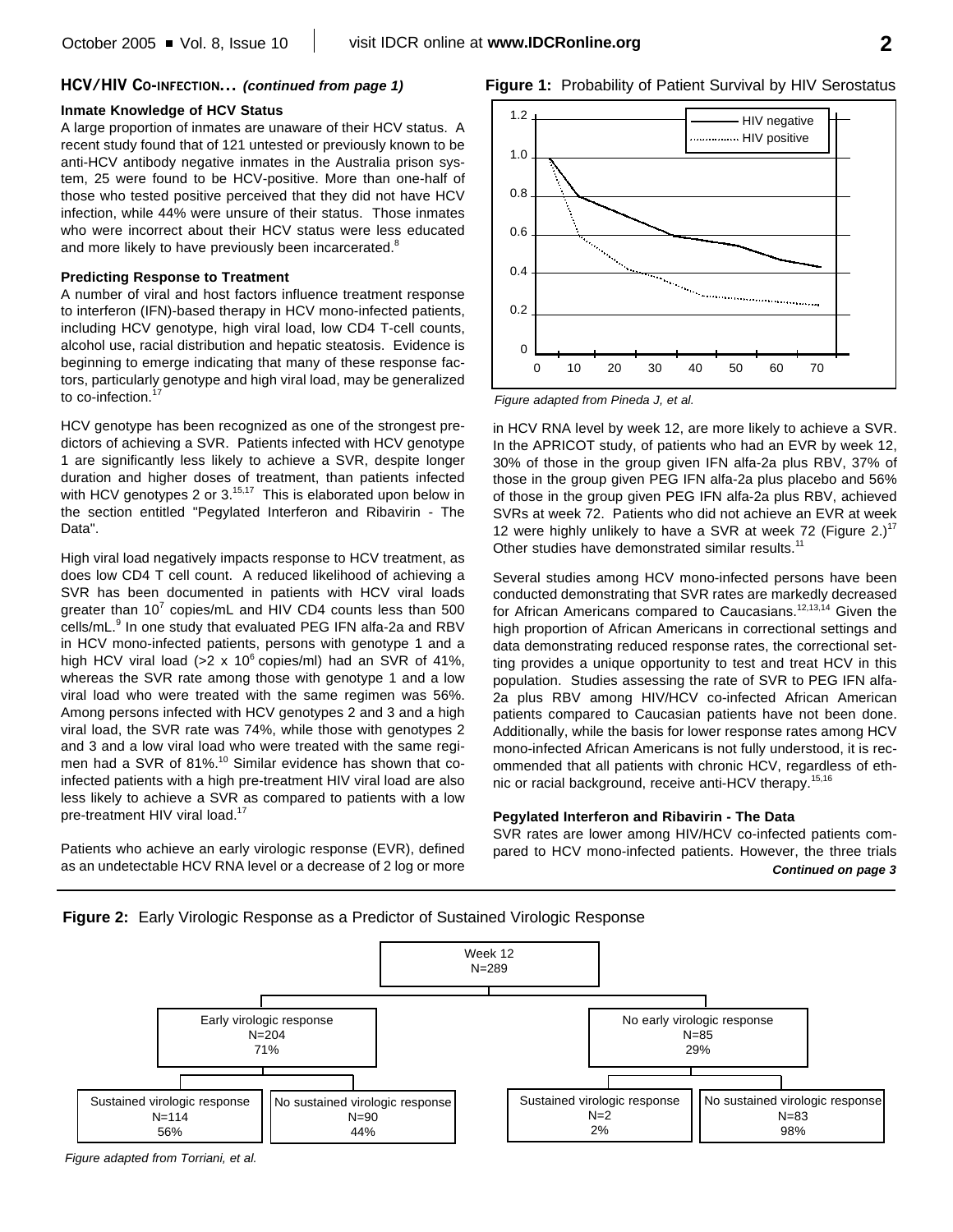## HCV/HIV CO-INFECTION... *(continued from page 1)*

**Inmate Knowledge of HCV Status**

A large proportion of inmates are unaware of their HCV status. A recent study found that of 121 untested or previously known to be anti-HCV antibody negative inmates in the Australia prison system, 25 were found to be HCV-positive. More than one-half of those who tested positive perceived that they did not have HCV infection, while 44% were unsure of their status. Those inmates who were incorrect about their HCV status were less educated and more likely to have previously been incarcerated.[8]

**Predicting Response to Treatment**

A number of viral and host factors influence treatment response to interferon (IFN)-based therapy in HCV mono-infected patients, including HCV genotype, high viral load, low CD4 T-cell counts, alcohol use, racial distribution and hepatic steatosis. Evidence is beginning to emerge indicating that many of these response factors, particularly genotype and high viral load, may be generalized to co-infection.[17]

HCV genotype has been recognized as one of the strongest predictors of achieving a SVR. Patients infected with HCV genotype 1 are significantly less likely to achieve a SVR, despite longer duration and higher doses of treatment, than patients infected with HCV genotypes 2 or 3.[15,17] This is elaborated upon below in the section entitled "Pegylated Interferon and Ribavirin - The Data".

High viral load negatively impacts response to HCV treatment, as does low CD4 T cell count. A reduced likelihood of achieving a SVR has been documented in patients with HCV viral loads greater than $10^7$ copies/mL and HIV CD4 counts less than 500 cells/mL.[9] In one study that evaluated PEG IFN alfa-2a and RBV in HCV mono-infected patients, persons with genotype 1 and a high HCV viral load (>2 x $10^6$ copies/ml) had an SVR of 41%, whereas the SVR rate among those with genotype 1 and a low viral load who were treated with the same regimen was 56%. Among persons infected with HCV genotypes 2 and 3 and a high viral load, the SVR rate was 74%, while those with genotypes 2 and 3 and a low viral load who were treated with the same regimen had a SVR of 81%.[10] Similar evidence has shown that co-infected patients with a high pre-treatment HIV viral load are also less likely to achieve a SVR as compared to patients with a low pre-treatment HIV viral load.[17]

Patients who achieve an early virologic response (EVR), defined as an undetectable HCV RNA level or a decrease of 2 log or more in HCV RNA level by week 12, are more likely to achieve a SVR. In the APRICOT study, of patients who had an EVR by week 12, 30% of those in the group given IFN alfa-2a plus RBV, 37% of those in the group given PEG IFN alfa-2a plus placebo and 56% of those in the group given PEG IFN alfa-2a plus RBV, achieved SVRs at week 72. Patients who did not achieve an EVR at week 12 were highly unlikely to have a SVR at week 72 (Figure 2.)[17] Other studies have demonstrated similar results.[11]

**Figure 1:** Probability of Patient Survival by HIV Serostatus

*Figure adapted from Pineda J, et al.*

Several studies among HCV mono-infected persons have been conducted demonstrating that SVR rates are markedly decreased for African Americans compared to Caucasians.[12,13,14] Given the high proportion of African Americans in correctional settings and data demonstrating reduced response rates, the correctional setting provides a unique opportunity to test and treat HCV in this population. Studies assessing the rate of SVR to PEG IFN alfa-2a plus RBV among HIV/HCV co-infected African American patients compared to Caucasian patients have not been done. Additionally, while the basis for lower response rates among HCV mono-infected African Americans is not fully understood, it is recommended that all patients with chronic HCV, regardless of ethnic or racial background, receive anti-HCV therapy.[15,16]

**Pegylated Interferon and Ribavirin - The Data**

SVR rates are lower among HIV/HCV co-infected patients compared to HCV mono-infected patients. However, the three trials

***Continued on page 3***

**Figure 2:** Early Virologic Response as a Predictor of Sustained Virologic Response

- Week 12, N=289
  - Early virologic response, N=204, 71%
    - Sustained virologic response, N=114, 56%
    - No sustained virologic response, N=90, 44%
  - No early virologic response, N=85, 29%
    - Sustained virologic response, N=2, 2%
    - No sustained virologic response, N=83, 98%

*Figure adapted from Torriani, et al.*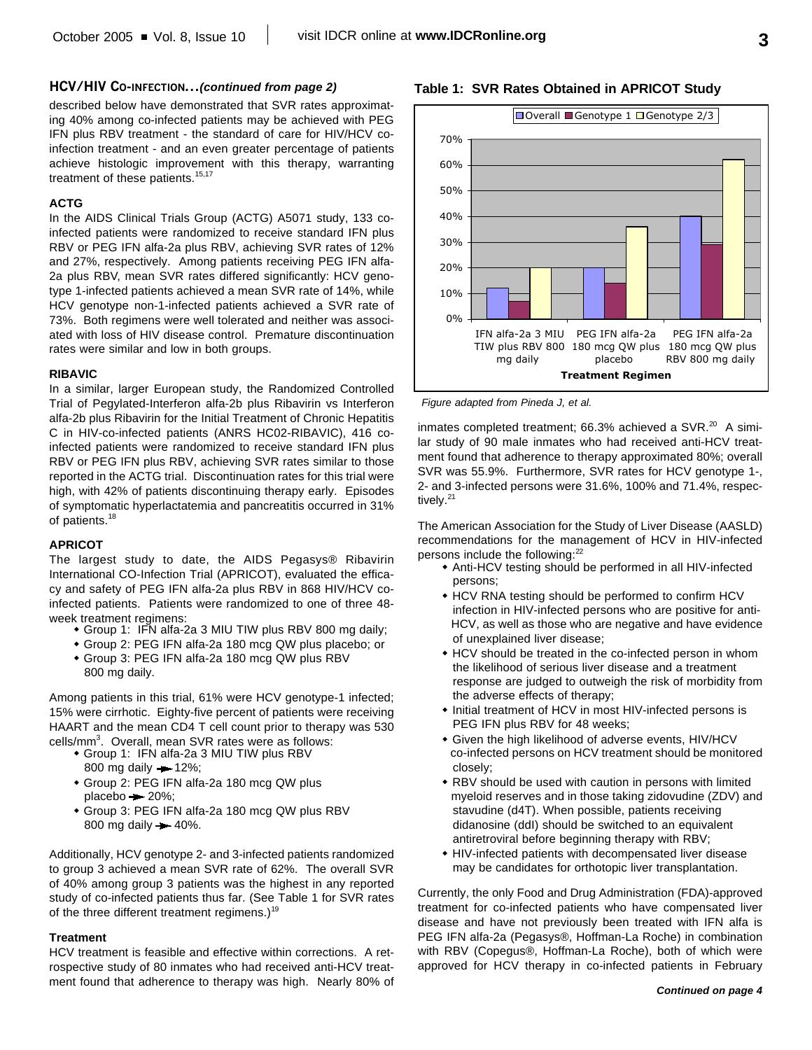### HCV/HIV CO-INFECTION...*(continued from page 2)*

described below have demonstrated that SVR rates approximating 40% among co-infected patients may be achieved with PEG IFN plus RBV treatment - the standard of care for HIV/HCV co-infection treatment - and an even greater percentage of patients achieve histologic improvement with this therapy, warranting treatment of these patients.[15,17]

#### ACTG

In the AIDS Clinical Trials Group (ACTG) A5071 study, 133 co-infected patients were randomized to receive standard IFN plus RBV or PEG IFN alfa-2a plus RBV, achieving SVR rates of 12% and 27%, respectively. Among patients receiving PEG IFN alfa-2a plus RBV, mean SVR rates differed significantly: HCV genotype 1-infected patients achieved a mean SVR rate of 14%, while HCV genotype non-1-infected patients achieved a SVR rate of 73%. Both regimens were well tolerated and neither was associated with loss of HIV disease control. Premature discontinuation rates were similar and low in both groups.

#### RIBAVIC

In a similar, larger European study, the Randomized Controlled Trial of Pegylated-Interferon alfa-2b plus Ribavirin vs Interferon alfa-2b plus Ribavirin for the Initial Treatment of Chronic Hepatitis C in HIV-co-infected patients (ANRS HC02-RIBAVIC), 416 co-infected patients were randomized to receive standard IFN plus RBV or PEG IFN plus RBV, achieving SVR rates similar to those reported in the ACTG trial. Discontinuation rates for this trial were high, with 42% of patients discontinuing therapy early. Episodes of symptomatic hyperlactatemia and pancreatitis occurred in 31% of patients.[18]

#### APRICOT

The largest study to date, the AIDS Pegasys® Ribavirin International CO-Infection Trial (APRICOT), evaluated the efficacy and safety of PEG IFN alfa-2a plus RBV in 868 HIV/HCV co-infected patients. Patients were randomized to one of three 48-week treatment regimens:

- Group 1: IFN alfa-2a 3 MIU TIW plus RBV 800 mg daily;
- Group 2: PEG IFN alfa-2a 180 mcg QW plus placebo; or
- Group 3: PEG IFN alfa-2a 180 mcg QW plus RBV 800 mg daily.

Among patients in this trial, 61% were HCV genotype-1 infected; 15% were cirrhotic. Eighty-five percent of patients were receiving HAART and the mean CD4 T cell count prior to therapy was 530 cells/mm$^3$. Overall, mean SVR rates were as follows:

- Group 1: IFN alfa-2a 3 MIU TIW plus RBV 800 mg daily → 12%;
- Group 2: PEG IFN alfa-2a 180 mcg QW plus placebo → 20%;
- Group 3: PEG IFN alfa-2a 180 mcg QW plus RBV 800 mg daily → 40%.

Additionally, HCV genotype 2- and 3-infected patients randomized to group 3 achieved a mean SVR rate of 62%. The overall SVR of 40% among group 3 patients was the highest in any reported study of co-infected patients thus far. (See Table 1 for SVR rates of the three different treatment regimens.)[19]

#### Treatment

HCV treatment is feasible and effective within corrections. A retrospective study of 80 inmates who had received anti-HCV treatment found that adherence to therapy was high. Nearly 80% of inmates completed treatment; 66.3% achieved a SVR.[20] A similar study of 90 male inmates who had received anti-HCV treatment found that adherence to therapy approximated 80%; overall SVR was 55.9%. Furthermore, SVR rates for HCV genotype 1-, 2- and 3-infected persons were 31.6%, 100% and 71.4%, respectively.[21]

**Table 1: SVR Rates Obtained in APRICOT Study**

| Treatment Regimen | Overall | Genotype 1 | Genotype 2/3 |
|---|---|---|---|
| IFN alfa-2a 3 MIU TIW plus RBV 800 mg daily | 12% | 7% | 20% |
| PEG IFN alfa-2a 180 mcg QW plus placebo | 20% | 14% | 36% |
| PEG IFN alfa-2a 180 mcg QW plus RBV 800 mg daily | 40% | 29% | 62% |

*Figure adapted from Pineda J, et al.*

The American Association for the Study of Liver Disease (AASLD) recommendations for the management of HCV in HIV-infected persons include the following:[22]

- Anti-HCV testing should be performed in all HIV-infected persons;
- HCV RNA testing should be performed to confirm HCV infection in HIV-infected persons who are positive for anti-HCV, as well as those who are negative and have evidence of unexplained liver disease;
- HCV should be treated in the co-infected person in whom the likelihood of serious liver disease and a treatment response are judged to outweigh the risk of morbidity from the adverse effects of therapy;
- Initial treatment of HCV in most HIV-infected persons is PEG IFN plus RBV for 48 weeks;
- Given the high likelihood of adverse events, HIV/HCV co-infected persons on HCV treatment should be monitored closely;
- RBV should be used with caution in persons with limited myeloid reserves and in those taking zidovudine (ZDV) and stavudine (d4T). When possible, patients receiving didanosine (ddI) should be switched to an equivalent antiretroviral before beginning therapy with RBV;
- HIV-infected patients with decompensated liver disease may be candidates for orthotopic liver transplantation.

Currently, the only Food and Drug Administration (FDA)-approved treatment for co-infected patients who have compensated liver disease and have not previously been treated with IFN alfa is PEG IFN alfa-2a (Pegasys®, Hoffman-La Roche) in combination with RBV (Copegus®, Hoffman-La Roche), both of which were approved for HCV therapy in co-infected patients in February

***Continued on page 4***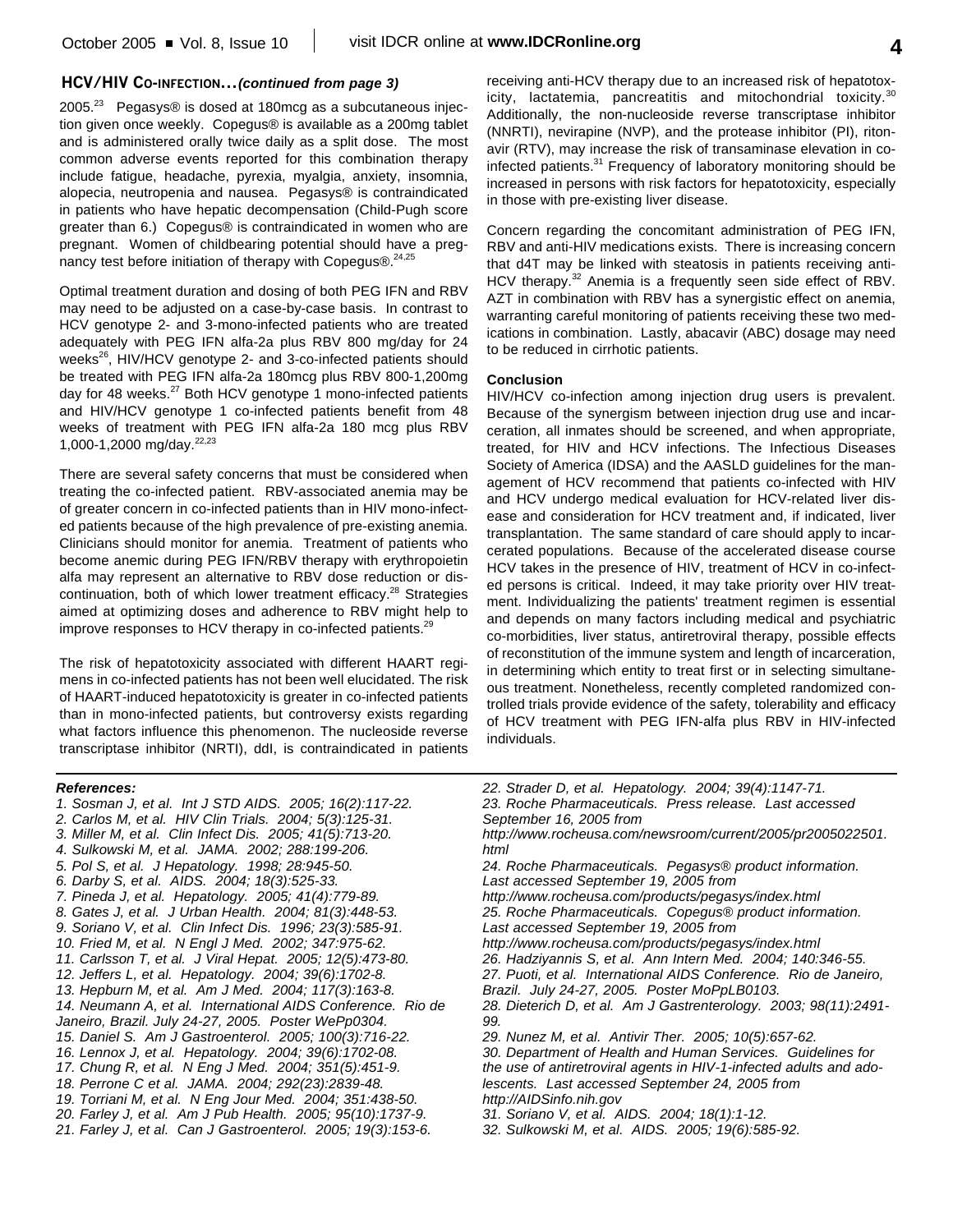## HCV/HIV Co-infection...*(continued from page 3)*

2005.[23] Pegasys® is dosed at 180mcg as a subcutaneous injection given once weekly. Copegus® is available as a 200mg tablet and is administered orally twice daily as a split dose. The most common adverse events reported for this combination therapy include fatigue, headache, pyrexia, myalgia, anxiety, insomnia, alopecia, neutropenia and nausea. Pegasys® is contraindicated in patients who have hepatic decompensation (Child-Pugh score greater than 6.) Copegus® is contraindicated in women who are pregnant. Women of childbearing potential should have a pregnancy test before initiation of therapy with Copegus®.[24,25]

Optimal treatment duration and dosing of both PEG IFN and RBV may need to be adjusted on a case-by-case basis. In contrast to HCV genotype 2- and 3-mono-infected patients who are treated adequately with PEG IFN alfa-2a plus RBV 800 mg/day for 24 weeks[26], HIV/HCV genotype 2- and 3-co-infected patients should be treated with PEG IFN alfa-2a 180mcg plus RBV 800-1,200mg day for 48 weeks.[27] Both HCV genotype 1 mono-infected patients and HIV/HCV genotype 1 co-infected patients benefit from 48 weeks of treatment with PEG IFN alfa-2a 180 mcg plus RBV 1,000-1,2000 mg/day.[22,23]

There are several safety concerns that must be considered when treating the co-infected patient. RBV-associated anemia may be of greater concern in co-infected patients than in HIV mono-infected patients because of the high prevalence of pre-existing anemia. Clinicians should monitor for anemia. Treatment of patients who become anemic during PEG IFN/RBV therapy with erythropoietin alfa may represent an alternative to RBV dose reduction or discontinuation, both of which lower treatment efficacy.[28] Strategies aimed at optimizing doses and adherence to RBV might help to improve responses to HCV therapy in co-infected patients.[29]

The risk of hepatotoxicity associated with different HAART regimens in co-infected patients has not been well elucidated. The risk of HAART-induced hepatotoxicity is greater in co-infected patients than in mono-infected patients, but controversy exists regarding what factors influence this phenomenon. The nucleoside reverse transcriptase inhibitor (NRTI), ddI, is contraindicated in patients receiving anti-HCV therapy due to an increased risk of hepatotoxicity, lactatemia, pancreatitis and mitochondrial toxicity.[30] Additionally, the non-nucleoside reverse transcriptase inhibitor (NNRTI), nevirapine (NVP), and the protease inhibitor (PI), ritonavir (RTV), may increase the risk of transaminase elevation in co-infected patients.[31] Frequency of laboratory monitoring should be increased in persons with risk factors for hepatotoxicity, especially in those with pre-existing liver disease.

Concern regarding the concomitant administration of PEG IFN, RBV and anti-HIV medications exists. There is increasing concern that d4T may be linked with steatosis in patients receiving anti-HCV therapy.[32] Anemia is a frequently seen side effect of RBV. AZT in combination with RBV has a synergistic effect on anemia, warranting careful monitoring of patients receiving these two medications in combination. Lastly, abacavir (ABC) dosage may need to be reduced in cirrhotic patients.

### Conclusion

HIV/HCV co-infection among injection drug users is prevalent. Because of the synergism between injection drug use and incarceration, all inmates should be screened, and when appropriate, treated, for HIV and HCV infections. The Infectious Diseases Society of America (IDSA) and the AASLD guidelines for the management of HCV recommend that patients co-infected with HIV and HCV undergo medical evaluation for HCV-related liver disease and consideration for HCV treatment and, if indicated, liver transplantation. The same standard of care should apply to incarcerated populations. Because of the accelerated disease course HCV takes in the presence of HIV, treatment of HCV in co-infected persons is critical. Indeed, it may take priority over HIV treatment. Individualizing the patients' treatment regimen is essential and depends on many factors including medical and psychiatric co-morbidities, liver status, antiretroviral therapy, possible effects of reconstitution of the immune system and length of incarceration, in determining which entity to treat first or in selecting simultaneous treatment. Nonetheless, recently completed randomized controlled trials provide evidence of the safety, tolerability and efficacy of HCV treatment with PEG IFN-alfa plus RBV in HIV-infected individuals.

***References:***

*1. Sosman J, et al. Int J STD AIDS. 2005; 16(2):117-22.*
*2. Carlos M, et al. HIV Clin Trials. 2004; 5(3):125-31.*
*3. Miller M, et al. Clin Infect Dis. 2005; 41(5):713-20.*
*4. Sulkowski M, et al. JAMA. 2002; 288:199-206.*
*5. Pol S, et al. J Hepatology. 1998; 28:945-50.*
*6. Darby S, et al. AIDS. 2004; 18(3):525-33.*
*7. Pineda J, et al. Hepatology. 2005; 41(4):779-89.*
*8. Gates J, et al. J Urban Health. 2004; 81(3):448-53.*
*9. Soriano V, et al. Clin Infect Dis. 1996; 23(3):585-91.*
*10. Fried M, et al. N Engl J Med. 2002; 347:975-62.*
*11. Carlsson T, et al. J Viral Hepat. 2005; 12(5):473-80.*
*12. Jeffers L, et al. Hepatology. 2004; 39(6):1702-8.*
*13. Hepburn M, et al. Am J Med. 2004; 117(3):163-8.*
*14. Neumann A, et al. International AIDS Conference. Rio de Janeiro, Brazil. July 24-27, 2005. Poster WePp0304.*
*15. Daniel S. Am J Gastroenterol. 2005; 100(3):716-22.*
*16. Lennox J, et al. Hepatology. 2004; 39(6):1702-08.*
*17. Chung R, et al. N Eng J Med. 2004; 351(5):451-9.*
*18. Perrone C et al. JAMA. 2004; 292(23):2839-48.*
*19. Torriani M, et al. N Eng Jour Med. 2004; 351:438-50.*
*20. Farley J, et al. Am J Pub Health. 2005; 95(10):1737-9.*
*21. Farley J, et al. Can J Gastroenterol. 2005; 19(3):153-6.*
*22. Strader D, et al. Hepatology. 2004; 39(4):1147-71.*
*23. Roche Pharmaceuticals. Press release. Last accessed September 16, 2005 from http://www.rocheusa.com/newsroom/current/2005/pr2005022501.html*
*24. Roche Pharmaceuticals. Pegasys® product information. Last accessed September 19, 2005 from http://www.rocheusa.com/products/pegasys/index.html*
*25. Roche Pharmaceuticals. Copegus® product information. Last accessed September 19, 2005 from http://www.rocheusa.com/products/pegasys/index.html*
*26. Hadziyannis S, et al. Ann Intern Med. 2004; 140:346-55.*
*27. Puoti, et al. International AIDS Conference. Rio de Janeiro, Brazil. July 24-27, 2005. Poster MoPpLB0103.*
*28. Dieterich D, et al. Am J Gastroenterology. 2003; 98(11):2491-99.*
*29. Nunez M, et al. Antivir Ther. 2005; 10(5):657-62.*
*30. Department of Health and Human Services. Guidelines for the use of antiretroviral agents in HIV-1-infected adults and adolescents. Last accessed September 24, 2005 from http://AIDSinfo.nih.gov*
*31. Soriano V, et al. AIDS. 2004; 18(1):1-12.*
*32. Sulkowski M, et al. AIDS. 2005; 19(6):585-92.*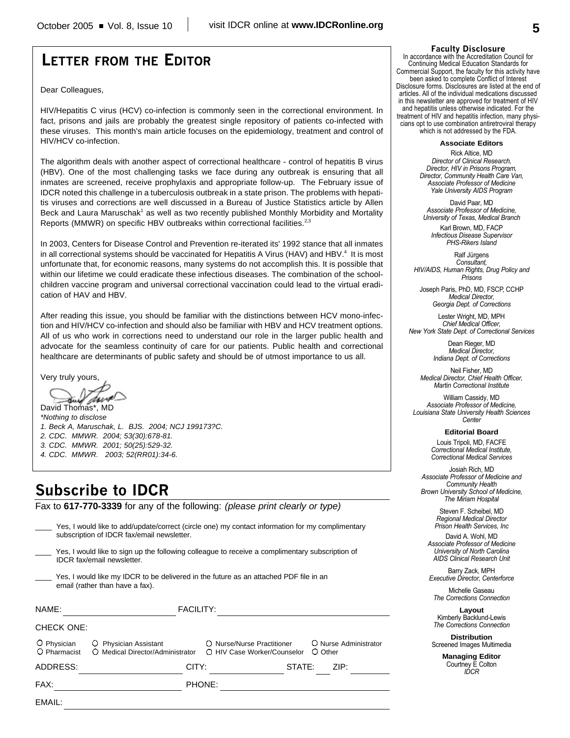# Letter from the Editor

Dear Colleagues,

HIV/Hepatitis C virus (HCV) co-infection is commonly seen in the correctional environment. In fact, prisons and jails are probably the greatest single repository of patients co-infected with these viruses. This month's main article focuses on the epidemiology, treatment and control of HIV/HCV co-infection.

The algorithm deals with another aspect of correctional healthcare - control of hepatitis B virus (HBV). One of the most challenging tasks we face during any outbreak is ensuring that all inmates are screened, receive prophylaxis and appropriate follow-up. The February issue of IDCR noted this challenge in a tuberculosis outbreak in a state prison. The problems with hepatitis viruses and corrections are well discussed in a Bureau of Justice Statistics article by Allen Beck and Laura Maruschak[1] as well as two recently published Monthly Morbidity and Mortality Reports (MMWR) on specific HBV outbreaks within correctional facilities.[2,3]

In 2003, Centers for Disease Control and Prevention re-iterated its' 1992 stance that all inmates in all correctional systems should be vaccinated for Hepatitis A Virus (HAV) and HBV.[4] It is most unfortunate that, for economic reasons, many systems do not accomplish this. It is possible that within our lifetime we could eradicate these infectious diseases. The combination of the schoolchildren vaccine program and universal correctional vaccination could lead to the virtual eradication of HAV and HBV.

After reading this issue, you should be familiar with the distinctions between HCV mono-infection and HIV/HCV co-infection and should also be familiar with HBV and HCV treatment options. All of us who work in corrections need to understand our role in the larger public health and advocate for the seamless continuity of care for our patients. Public health and correctional healthcare are determinants of public safety and should be of utmost importance to us all.

Very truly yours,

David Thomas*, MD

*\*Nothing to disclose*

*1. Beck A, Maruschak, L. BJS. 2004; NCJ 199173?C.*
*2. CDC. MMWR. 2004; 53(30):678-81.*
*3. CDC. MMWR. 2001; 50(25):529-32.*
*4. CDC. MMWR. 2003; 52(RR01):34-6.*

# Subscribe to IDCR

Fax to **617-770-3339** for any of the following: *(please print clearly or type)*

____ Yes, I would like to add/update/correct (circle one) my contact information for my complimentary subscription of IDCR fax/email newsletter.

____ Yes, I would like to sign up the following colleague to receive a complimentary subscription of IDCR fax/email newsletter.

____ Yes, I would like my IDCR to be delivered in the future as an attached PDF file in an email (rather than have a fax).

NAME: ____________________ FACILITY: ____________________

CHECK ONE:

○ Physician ○ Physician Assistant ○ Nurse/Nurse Practitioner ○ Nurse Administrator
○ Pharmacist ○ Medical Director/Administrator ○ HIV Case Worker/Counselor ○ Other

ADDRESS: ____________________ CITY: ____________ STATE: ___ ZIP: ________

FAX: ____________________ PHONE: ____________________

EMAIL: ________________________________________

## Faculty Disclosure

In accordance with the Accreditation Council for Continuing Medical Education Standards for Commercial Support, the faculty for this activity have been asked to complete Conflict of Interest Disclosure forms. Disclosures are listed at the end of articles. All of the individual medications discussed in this newsletter are approved for treatment of HIV and hepatitis unless otherwise indicated. For the treatment of HIV and hepatitis infection, many physicians opt to use combination antiretroviral therapy which is not addressed by the FDA.

### Associate Editors

Rick Altice, MD
*Director of Clinical Research, Director, HIV in Prisons Program, Director, Community Health Care Van, Associate Professor of Medicine Yale University AIDS Program*

David Paar, MD
*Associate Professor of Medicine, University of Texas, Medical Branch*

Karl Brown, MD, FACP
*Infectious Disease Supervisor PHS-Rikers Island*

Ralf Jürgens
*Consultant, HIV/AIDS, Human Rights, Drug Policy and Prisons*

Joseph Paris, PhD, MD, FSCP, CCHP
*Medical Director, Georgia Dept. of Corrections*

Lester Wright, MD, MPH
*Chief Medical Officer, New York State Dept. of Correctional Services*

Dean Rieger, MD
*Medical Director, Indiana Dept. of Corrections*

Neil Fisher, MD
*Medical Director, Chief Health Officer, Martin Correctional Institute*

William Cassidy, MD
*Associate Professor of Medicine, Louisiana State University Health Sciences Center*

### Editorial Board

Louis Tripoli, MD, FACFE
*Correctional Medical Institute, Correctional Medical Services*

Josiah Rich, MD
*Associate Professor of Medicine and Community Health Brown University School of Medicine, The Miriam Hospital*

Steven F. Scheibel, MD
*Regional Medical Director Prison Health Services, Inc*

David A. Wohl, MD
*Associate Professor of Medicine University of North Carolina AIDS Clinical Research Unit*

Barry Zack, MPH
*Executive Director, Centerforce*

Michelle Gaseau
*The Corrections Connection*

### Layout

Kimberly Backlund-Lewis
*The Corrections Connection*

### Distribution

Screened Images Multimedia

### Managing Editor

Courtney E Colton
*IDCR*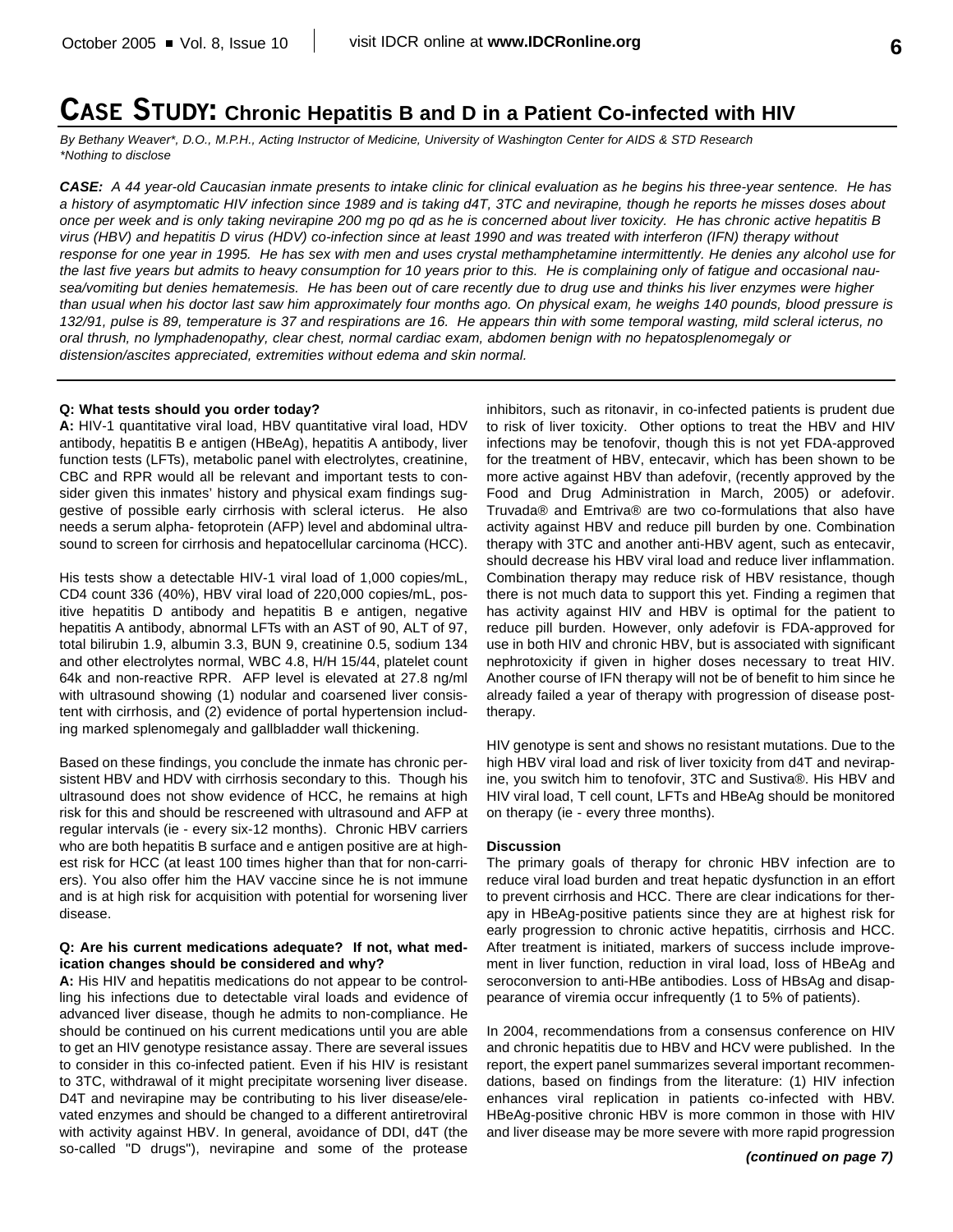# CASE STUDY: Chronic Hepatitis B and D in a Patient Co-infected with HIV

*By Bethany Weaver\*, D.O., M.P.H., Acting Instructor of Medicine, University of Washington Center for AIDS & STD Research*
*\*Nothing to disclose*

***CASE:** A 44 year-old Caucasian inmate presents to intake clinic for clinical evaluation as he begins his three-year sentence. He has a history of asymptomatic HIV infection since 1989 and is taking d4T, 3TC and nevirapine, though he reports he misses doses about once per week and is only taking nevirapine 200 mg po qd as he is concerned about liver toxicity. He has chronic active hepatitis B virus (HBV) and hepatitis D virus (HDV) co-infection since at least 1990 and was treated with interferon (IFN) therapy without response for one year in 1995. He has sex with men and uses crystal methamphetamine intermittently. He denies any alcohol use for the last five years but admits to heavy consumption for 10 years prior to this. He is complaining only of fatigue and occasional nausea/vomiting but denies hematemesis. He has been out of care recently due to drug use and thinks his liver enzymes were higher than usual when his doctor last saw him approximately four months ago. On physical exam, he weighs 140 pounds, blood pressure is 132/91, pulse is 89, temperature is 37 and respirations are 16. He appears thin with some temporal wasting, mild scleral icterus, no oral thrush, no lymphadenopathy, clear chest, normal cardiac exam, abdomen benign with no hepatosplenomegaly or distension/ascites appreciated, extremities without edema and skin normal.*

**Q: What tests should you order today?**

**A:** HIV-1 quantitative viral load, HBV quantitative viral load, HDV antibody, hepatitis B e antigen (HBeAg), hepatitis A antibody, liver function tests (LFTs), metabolic panel with electrolytes, creatinine, CBC and RPR would all be relevant and important tests to consider given this inmates' history and physical exam findings suggestive of possible early cirrhosis with scleral icterus. He also needs a serum alpha- fetoprotein (AFP) level and abdominal ultrasound to screen for cirrhosis and hepatocellular carcinoma (HCC).

His tests show a detectable HIV-1 viral load of 1,000 copies/mL, CD4 count 336 (40%), HBV viral load of 220,000 copies/mL, positive hepatitis D antibody and hepatitis B e antigen, negative hepatitis A antibody, abnormal LFTs with an AST of 90, ALT of 97, total bilirubin 1.9, albumin 3.3, BUN 9, creatinine 0.5, sodium 134 and other electrolytes normal, WBC 4.8, H/H 15/44, platelet count 64k and non-reactive RPR. AFP level is elevated at 27.8 ng/ml with ultrasound showing (1) nodular and coarsened liver consistent with cirrhosis, and (2) evidence of portal hypertension including marked splenomegaly and gallbladder wall thickening.

Based on these findings, you conclude the inmate has chronic persistent HBV and HDV with cirrhosis secondary to this. Though his ultrasound does not show evidence of HCC, he remains at high risk for this and should be rescreened with ultrasound and AFP at regular intervals (ie - every six-12 months). Chronic HBV carriers who are both hepatitis B surface and e antigen positive are at highest risk for HCC (at least 100 times higher than that for non-carriers). You also offer him the HAV vaccine since he is not immune and is at high risk for acquisition with potential for worsening liver disease.

**Q: Are his current medications adequate? If not, what medication changes should be considered and why?**

**A:** His HIV and hepatitis medications do not appear to be controlling his infections due to detectable viral loads and evidence of advanced liver disease, though he admits to non-compliance. He should be continued on his current medications until you are able to get an HIV genotype resistance assay. There are several issues to consider in this co-infected patient. Even if his HIV is resistant to 3TC, withdrawal of it might precipitate worsening liver disease. D4T and nevirapine may be contributing to his liver disease/elevated enzymes and should be changed to a different antiretroviral with activity against HBV. In general, avoidance of DDI, d4T (the so-called "D drugs"), nevirapine and some of the protease inhibitors, such as ritonavir, in co-infected patients is prudent due to risk of liver toxicity. Other options to treat the HBV and HIV infections may be tenofovir, though this is not yet FDA-approved for the treatment of HBV, entecavir, which has been shown to be more active against HBV than adefovir, (recently approved by the Food and Drug Administration in March, 2005) or adefovir. Truvada® and Emtriva® are two co-formulations that also have activity against HBV and reduce pill burden by one. Combination therapy with 3TC and another anti-HBV agent, such as entecavir, should decrease his HBV viral load and reduce liver inflammation. Combination therapy may reduce risk of HBV resistance, though there is not much data to support this yet. Finding a regimen that has activity against HIV and HBV is optimal for the patient to reduce pill burden. However, only adefovir is FDA-approved for use in both HIV and chronic HBV, but is associated with significant nephrotoxicity if given in higher doses necessary to treat HIV. Another course of IFN therapy will not be of benefit to him since he already failed a year of therapy with progression of disease post-therapy.

HIV genotype is sent and shows no resistant mutations. Due to the high HBV viral load and risk of liver toxicity from d4T and nevirapine, you switch him to tenofovir, 3TC and Sustiva®. His HBV and HIV viral load, T cell count, LFTs and HBeAg should be monitored on therapy (ie - every three months).

## Discussion

The primary goals of therapy for chronic HBV infection are to reduce viral load burden and treat hepatic dysfunction in an effort to prevent cirrhosis and HCC. There are clear indications for therapy in HBeAg-positive patients since they are at highest risk for early progression to chronic active hepatitis, cirrhosis and HCC. After treatment is initiated, markers of success include improvement in liver function, reduction in viral load, loss of HBeAg and seroconversion to anti-HBe antibodies. Loss of HBsAg and disappearance of viremia occur infrequently (1 to 5% of patients).

In 2004, recommendations from a consensus conference on HIV and chronic hepatitis due to HBV and HCV were published. In the report, the expert panel summarizes several important recommendations, based on findings from the literature: (1) HIV infection enhances viral replication in patients co-infected with HBV. HBeAg-positive chronic HBV is more common in those with HIV and liver disease may be more severe with more rapid progression

*(continued on page 7)*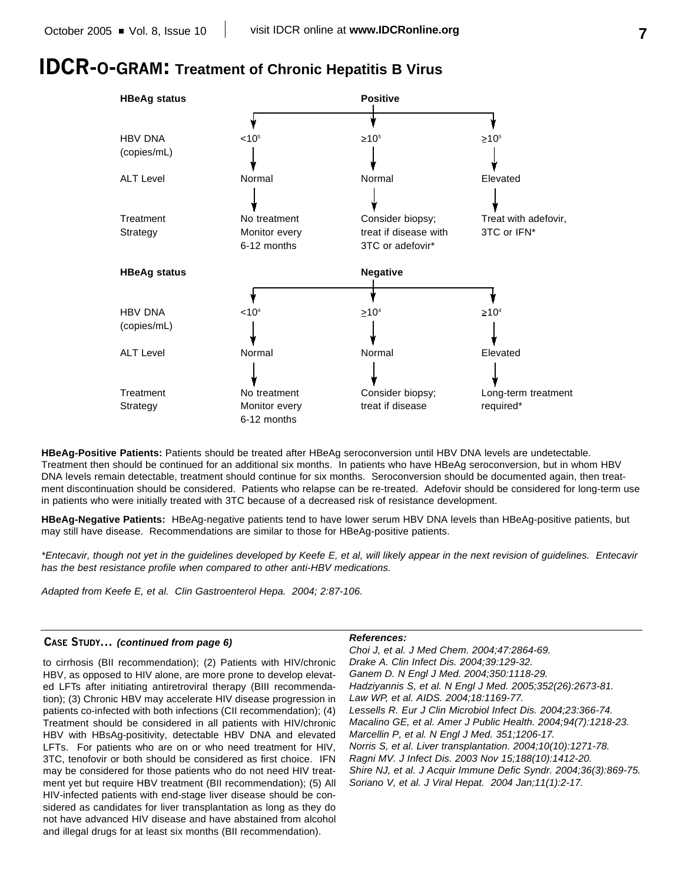# IDCR-O-GRAM: Treatment of Chronic Hepatitis B Virus

**HBeAg status: Positive**

| | | | |
|---|---|---|---|
| HBV DNA (copies/mL) | $<10^5$ | $\geq 10^5$ | $\geq 10^5$ |
| ALT Level | Normal | Normal | Elevated |
| Treatment Strategy | No treatment Monitor every 6-12 months | Consider biopsy; treat if disease with 3TC or adefovir* | Treat with adefovir, 3TC or IFN* |

**HBeAg status: Negative**

| | | | |
|---|---|---|---|
| HBV DNA (copies/mL) | $<10^4$ | $\geq 10^4$ | $\geq 10^4$ |
| ALT Level | Normal | Normal | Elevated |
| Treatment Strategy | No treatment Monitor every 6-12 months | Consider biopsy; treat if disease | Long-term treatment required* |

**HBeAg-Positive Patients:** Patients should be treated after HBeAg seroconversion until HBV DNA levels are undetectable. Treatment then should be continued for an additional six months. In patients who have HBeAg seroconversion, but in whom HBV DNA levels remain detectable, treatment should continue for six months. Seroconversion should be documented again, then treatment discontinuation should be considered. Patients who relapse can be re-treated. Adefovir should be considered for long-term use in patients who were initially treated with 3TC because of a decreased risk of resistance development.

**HBeAg-Negative Patients:** HBeAg-negative patients tend to have lower serum HBV DNA levels than HBeAg-positive patients, but may still have disease. Recommendations are similar to those for HBeAg-positive patients.

*\*Entecavir, though not yet in the guidelines developed by Keefe E, et al, will likely appear in the next revision of guidelines. Entecavir has the best resistance profile when compared to other anti-HBV medications.*

*Adapted from Keefe E, et al. Clin Gastroenterol Hepa. 2004; 2:87-106.*

---

## CASE STUDY… *(continued from page 6)*

to cirrhosis (BII recommendation); (2) Patients with HIV/chronic HBV, as opposed to HIV alone, are more prone to develop elevated LFTs after initiating antiretroviral therapy (BIII recommendation); (3) Chronic HBV may accelerate HIV disease progression in patients co-infected with both infections (CII recommendation); (4) Treatment should be considered in all patients with HIV/chronic HBV with HBsAg-positivity, detectable HBV DNA and elevated LFTs. For patients who are on or who need treatment for HIV, 3TC, tenofovir or both should be considered as first choice. IFN may be considered for those patients who do not need HIV treatment yet but require HBV treatment (BII recommendation); (5) All HIV-infected patients with end-stage liver disease should be considered as candidates for liver transplantation as long as they do not have advanced HIV disease and have abstained from alcohol and illegal drugs for at least six months (BII recommendation).

***References:***

*Choi J, et al. J Med Chem. 2004;47:2864-69.*
*Drake A. Clin Infect Dis. 2004;39:129-32.*
*Ganem D. N Engl J Med. 2004;350:1118-29.*
*Hadziyannis S, et al. N Engl J Med. 2005;352(26):2673-81.*
*Law WP, et al. AIDS. 2004;18:1169-77.*
*Lessells R. Eur J Clin Microbiol Infect Dis. 2004;23:366-74.*
*Macalino GE, et al. Amer J Public Health. 2004;94(7):1218-23.*
*Marcellin P, et al. N Engl J Med. 351;1206-17.*
*Norris S, et al. Liver transplantation. 2004;10(10):1271-78.*
*Ragni MV. J Infect Dis. 2003 Nov 15;188(10):1412-20.*
*Shire NJ, et al. J Acquir Immune Defic Syndr. 2004;36(3):869-75.*
*Soriano V, et al. J Viral Hepat. 2004 Jan;11(1):2-17.*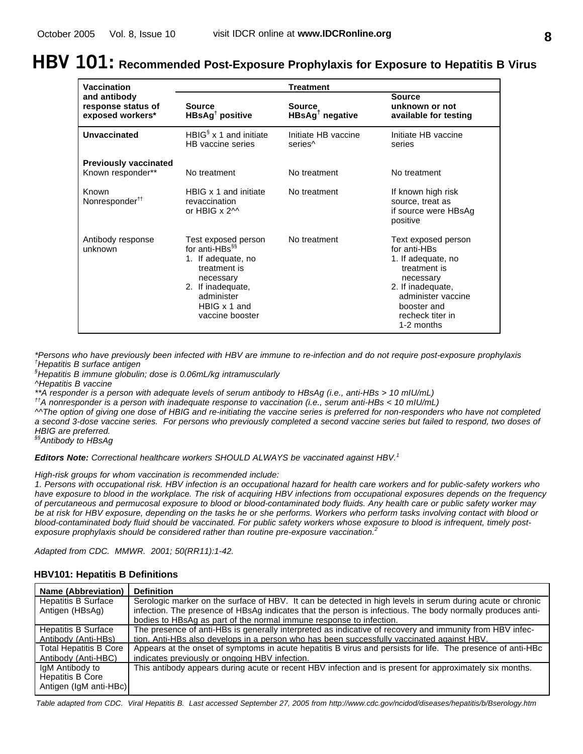# HBV 101: Recommended Post-Exposure Prophylaxis for Exposure to Hepatitis B Virus

| Vaccination and antibody response status of exposed workers* | Treatment | | |
|---|---|---|---|
| | **Source HBsAg[†] positive** | **Source HBsAg[†] negative** | **Source unknown or not available for testing** |
| **Unvaccinated** | HBIG[§] x 1 and initiate HB vaccine series | Initiate HB vaccine series^ | Initiate HB vaccine series |
| **Previously vaccinated** Known responder** | No treatment | No treatment | No treatment |
| Known Nonresponder[††] | HBIG x 1 and initiate revaccination or HBIG x 2^^ | No treatment | If known high risk source, treat as if source were HBsAg positive |
| Antibody response unknown | Test exposed person for anti-HBs[§§] 1. If adequate, no treatment is necessary 2. If inadequate, administer HBIG x 1 and vaccine booster | No treatment | Text exposed person for anti-HBs 1. If adequate, no treatment is necessary 2. If inadequate, administer vaccine booster and recheck titer in 1-2 months |

*\*Persons who have previously been infected with HBV are immune to re-infection and do not require post-exposure prophylaxis*
*[†]Hepatitis B surface antigen*
*[§]Hepatitis B immune globulin; dose is 0.06mL/kg intramuscularly*
*^Hepatitis B vaccine*
*\*\*A responder is a person with adequate levels of serum antibody to HBsAg (i.e., anti-HBs > 10 mIU/mL)*
*[††]A nonresponder is a person with inadequate response to vaccination (i.e., serum anti-HBs < 10 mIU/mL)*
*^^The option of giving one dose of HBIG and re-initiating the vaccine series is preferred for non-responders who have not completed a second 3-dose vaccine series. For persons who previously completed a second vaccine series but failed to respond, two doses of HBIG are preferred.*
*[§§]Antibody to HBsAg*

***Editors Note:** Correctional healthcare workers SHOULD ALWAYS be vaccinated against HBV.[1]*

*High-risk groups for whom vaccination is recommended include:*
*1. Persons with occupational risk. HBV infection is an occupational hazard for health care workers and for public-safety workers who have exposure to blood in the workplace. The risk of acquiring HBV infections from occupational exposures depends on the frequency of percutaneous and permucosal exposure to blood or blood-contaminated body fluids. Any health care or public safety worker may be at risk for HBV exposure, depending on the tasks he or she performs. Workers who perform tasks involving contact with blood or blood-contaminated body fluid should be vaccinated. For public safety workers whose exposure to blood is infrequent, timely post-exposure prophylaxis should be considered rather than routine pre-exposure vaccination.[2]*

*Adapted from CDC. MMWR. 2001; 50(RR11):1-42.*

### HBV101: Hepatitis B Definitions

| Name (Abbreviation) | Definition |
|---|---|
| Hepatitis B Surface Antigen (HBsAg) | Serologic marker on the surface of HBV. It can be detected in high levels in serum during acute or chronic infection. The presence of HBsAg indicates that the person is infectious. The body normally produces antibodies to HBsAg as part of the normal immune response to infection. |
| Hepatitis B Surface Antibody (Anti-HBs) | The presence of anti-HBs is generally interpreted as indicative of recovery and immunity from HBV infection. Anti-HBs also develops in a person who has been successfully vaccinated against HBV. |
| Total Hepatitis B Core Antibody (Anti-HBC) | Appears at the onset of symptoms in acute hepatitis B virus and persists for life. The presence of anti-HBc indicates previously or ongoing HBV infection. |
| IgM Antibody to Hepatitis B Core Antigen (IgM anti-HBc) | This antibody appears during acute or recent HBV infection and is present for approximately six months. |

*Table adapted from CDC. Viral Hepatitis B. Last accessed September 27, 2005 from http://www.cdc.gov/ncidod/diseases/hepatitis/b/Bserology.htm*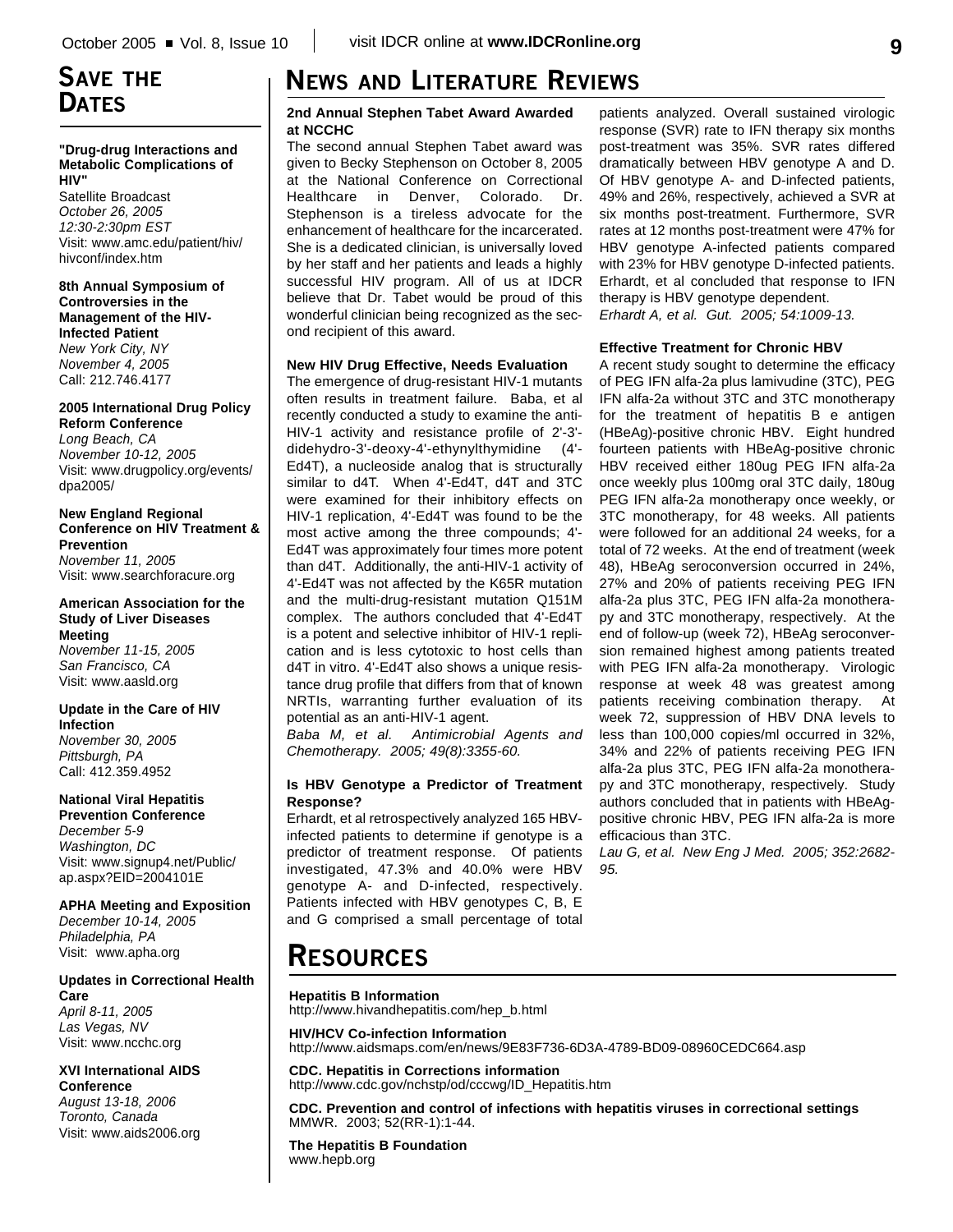## Save the Dates

**"Drug-drug Interactions and Metabolic Complications of HIV"**
Satellite Broadcast
*October 26, 2005*
*12:30-2:30pm EST*
Visit: www.amc.edu/patient/hiv/hivconf/index.htm

**8th Annual Symposium of Controversies in the Management of the HIV-Infected Patient**
*New York City, NY*
*November 4, 2005*
Call: 212.746.4177

**2005 International Drug Policy Reform Conference**
*Long Beach, CA*
*November 10-12, 2005*
Visit: www.drugpolicy.org/events/dpa2005/

**New England Regional Conference on HIV Treatment & Prevention**
*November 11, 2005*
Visit: www.searchforacure.org

**American Association for the Study of Liver Diseases Meeting**
*November 11-15, 2005*
*San Francisco, CA*
Visit: www.aasld.org

**Update in the Care of HIV Infection**
*November 30, 2005*
*Pittsburgh, PA*
Call: 412.359.4952

**National Viral Hepatitis Prevention Conference**
*December 5-9*
*Washington, DC*
Visit: www.signup4.net/Public/ap.aspx?EID=2004101E

**APHA Meeting and Exposition**
*December 10-14, 2005*
*Philadelphia, PA*
Visit: www.apha.org

**Updates in Correctional Health Care**
*April 8-11, 2005*
*Las Vegas, NV*
Visit: www.ncchc.org

**XVI International AIDS Conference**
*August 13-18, 2006*
*Toronto, Canada*
Visit: www.aids2006.org

## News and Literature Reviews

**2nd Annual Stephen Tabet Award Awarded at NCCHC**

The second annual Stephen Tabet award was given to Becky Stephenson on October 8, 2005 at the National Conference on Correctional Healthcare in Denver, Colorado. Dr. Stephenson is a tireless advocate for the enhancement of healthcare for the incarcerated. She is a dedicated clinician, is universally loved by her staff and her patients and leads a highly successful HIV program. All of us at IDCR believe that Dr. Tabet would be proud of this wonderful clinician being recognized as the second recipient of this award.

**New HIV Drug Effective, Needs Evaluation**

The emergence of drug-resistant HIV-1 mutants often results in treatment failure. Baba, et al recently conducted a study to examine the anti-HIV-1 activity and resistance profile of 2'-3'-didehydro-3'-deoxy-4'-ethynylthymidine (4'-Ed4T), a nucleoside analog that is structurally similar to d4T. When 4'-Ed4T, d4T and 3TC were examined for their inhibitory effects on HIV-1 replication, 4'-Ed4T was found to be the most active among the three compounds; 4'-Ed4T was approximately four times more potent than d4T. Additionally, the anti-HIV-1 activity of 4'-Ed4T was not affected by the K65R mutation and the multi-drug-resistant mutation Q151M complex. The authors concluded that 4'-Ed4T is a potent and selective inhibitor of HIV-1 replication and is less cytotoxic to host cells than d4T in vitro. 4'-Ed4T also shows a unique resistance drug profile that differs from that of known NRTIs, warranting further evaluation of its potential as an anti-HIV-1 agent.
*Baba M, et al. Antimicrobial Agents and Chemotherapy. 2005; 49(8):3355-60.*

**Is HBV Genotype a Predictor of Treatment Response?**

Erhardt, et al retrospectively analyzed 165 HBV-infected patients to determine if genotype is a predictor of treatment response. Of patients investigated, 47.3% and 40.0% were HBV genotype A- and D-infected, respectively. Patients infected with HBV genotypes C, B, E and G comprised a small percentage of total patients analyzed. Overall sustained virologic response (SVR) rate to IFN therapy six months post-treatment was 35%. SVR rates differed dramatically between HBV genotype A and D. Of HBV genotype A- and D-infected patients, 49% and 26%, respectively, achieved a SVR at six months post-treatment. Furthermore, SVR rates at 12 months post-treatment were 47% for HBV genotype A-infected patients compared with 23% for HBV genotype D-infected patients. Erhardt, et al concluded that response to IFN therapy is HBV genotype dependent.
*Erhardt A, et al. Gut. 2005; 54:1009-13.*

**Effective Treatment for Chronic HBV**

A recent study sought to determine the efficacy of PEG IFN alfa-2a plus lamivudine (3TC), PEG IFN alfa-2a without 3TC and 3TC monotherapy for the treatment of hepatitis B e antigen (HBeAg)-positive chronic HBV. Eight hundred fourteen patients with HBeAg-positive chronic HBV received either 180ug PEG IFN alfa-2a once weekly plus 100mg oral 3TC daily, 180ug PEG IFN alfa-2a monotherapy once weekly, or 3TC monotherapy, for 48 weeks. All patients were followed for an additional 24 weeks, for a total of 72 weeks. At the end of treatment (week 48), HBeAg seroconversion occurred in 24%, 27% and 20% of patients receiving PEG IFN alfa-2a plus 3TC, PEG IFN alfa-2a monotherapy and 3TC monotherapy, respectively. At the end of follow-up (week 72), HBeAg seroconversion remained highest among patients treated with PEG IFN alfa-2a monotherapy. Virologic response at week 48 was greatest among patients receiving combination therapy. At week 72, suppression of HBV DNA levels to less than 100,000 copies/ml occurred in 32%, 34% and 22% of patients receiving PEG IFN alfa-2a plus 3TC, PEG IFN alfa-2a monotherapy and 3TC monotherapy, respectively. Study authors concluded that in patients with HBeAg-positive chronic HBV, PEG IFN alfa-2a is more efficacious than 3TC.
*Lau G, et al. New Eng J Med. 2005; 352:2682-95.*

## Resources

**Hepatitis B Information**
http://www.hivandhepatitis.com/hep_b.html

**HIV/HCV Co-infection Information**
http://www.aidsmaps.com/en/news/9E83F736-6D3A-4789-BD09-08960CEDC664.asp

**CDC. Hepatitis in Corrections information**
http://www.cdc.gov/nchstp/od/cccwg/ID_Hepatitis.htm

**CDC. Prevention and control of infections with hepatitis viruses in correctional settings**
MMWR. 2003; 52(RR-1):1-44.

**The Hepatitis B Foundation**
www.hepb.org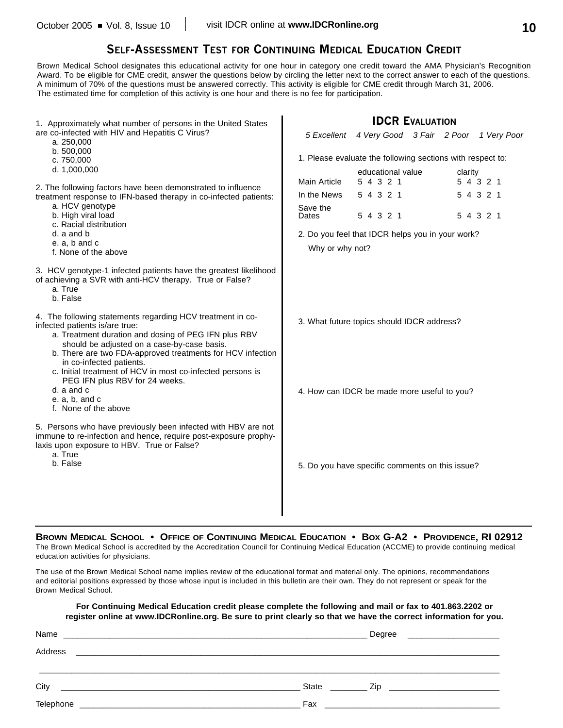# SELF-ASSESSMENT TEST FOR CONTINUING MEDICAL EDUCATION CREDIT

Brown Medical School designates this educational activity for one hour in category one credit toward the AMA Physician's Recognition Award. To be eligible for CME credit, answer the questions below by circling the letter next to the correct answer to each of the questions. A minimum of 70% of the questions must be answered correctly. This activity is eligible for CME credit through March 31, 2006. The estimated time for completion of this activity is one hour and there is no fee for participation.

1. Approximately what number of persons in the United States are co-infected with HIV and Hepatitis C Virus?
   - a. 250,000
   - b. 500,000
   - c. 750,000
   - d. 1,000,000

2. The following factors have been demonstrated to influence treatment response to IFN-based therapy in co-infected patients:
   - a. HCV genotype
   - b. High viral load
   - c. Racial distribution
   - d. a and b
   - e. a, b and c
   - f. None of the above

3. HCV genotype-1 infected patients have the greatest likelihood of achieving a SVR with anti-HCV therapy. True or False?
   - a. True
   - b. False

4. The following statements regarding HCV treatment in co-infected patients is/are true:
   - a. Treatment duration and dosing of PEG IFN plus RBV should be adjusted on a case-by-case basis.
   - b. There are two FDA-approved treatments for HCV infection in co-infected patients.
   - c. Initial treatment of HCV in most co-infected persons is PEG IFN plus RBV for 24 weeks.
   - d. a and c
   - e. a, b, and c
   - f. None of the above

5. Persons who have previously been infected with HBV are not immune to re-infection and hence, require post-exposure prophylaxis upon exposure to HBV. True or False?
   - a. True
   - b. False

## IDCR EVALUATION

*5 Excellent 4 Very Good 3 Fair 2 Poor 1 Very Poor*

1. Please evaluate the following sections with respect to:

| | educational value | clarity |
|---|---|---|
| Main Article | 5 4 3 2 1 | 5 4 3 2 1 |
| In the News | 5 4 3 2 1 | 5 4 3 2 1 |
| Save the Dates | 5 4 3 2 1 | 5 4 3 2 1 |

2. Do you feel that IDCR helps you in your work?

   Why or why not?

3. What future topics should IDCR address?

4. How can IDCR be made more useful to you?

5. Do you have specific comments on this issue?

---

**BROWN MEDICAL SCHOOL • OFFICE OF CONTINUING MEDICAL EDUCATION • BOX G-A2 • PROVIDENCE, RI 02912**

The Brown Medical School is accredited by the Accreditation Council for Continuing Medical Education (ACCME) to provide continuing medical education activities for physicians.

The use of the Brown Medical School name implies review of the educational format and material only. The opinions, recommendations and editorial positions expressed by those whose input is included in this bulletin are their own. They do not represent or speak for the Brown Medical School.

**For Continuing Medical Education credit please complete the following and mail or fax to 401.863.2202 or register online at www.IDCRonline.org. Be sure to print clearly so that we have the correct information for you.**

Name ______________________________ Degree ______________

Address ______________________________________________

______________________________________________________

City ______________________________ State ________ Zip ______________

Telephone ______________________________ Fax ______________________